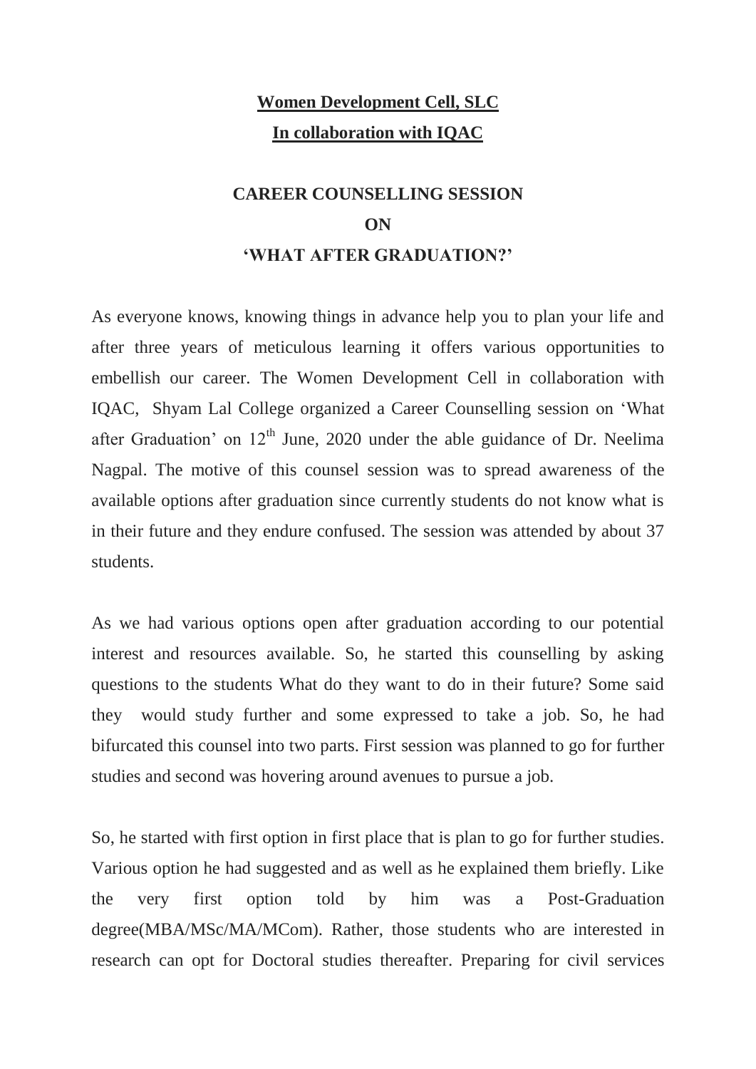**Women Development Cell, SLC**

**In collaboration with IQAC**

# CAREER COUNSELLING SESSION

# ON

# 'WHAT AFTER GRADUATION?'

As everyone knows, knowing things in advance help you to plan your life and after three years of meticulous learning it offers various opportunities to embellish our career. The Women Development Cell in collaboration with IQAC, Shyam Lal College organized a Career Counselling session on 'What after Graduation' on 12th June, 2020 under the able guidance of Dr. Neelima Nagpal. The motive of this counsel session was to spread awareness of the available options after graduation since currently students do not know what is in their future and they endure confused. The session was attended by about 37 students.

As we had various options open after graduation according to our potential interest and resources available. So, he started this counselling by asking questions to the students What do they want to do in their future? Some said they would study further and some expressed to take a job. So, he had bifurcated this counsel into two parts. First session was planned to go for further studies and second was hovering around avenues to pursue a job.

So, he started with first option in first place that is plan to go for further studies. Various option he had suggested and as well as he explained them briefly. Like the very first option told by him was a Post-Graduation degree(MBA/MSc/MA/MCom). Rather, those students who are interested in research can opt for Doctoral studies thereafter. Preparing for civil services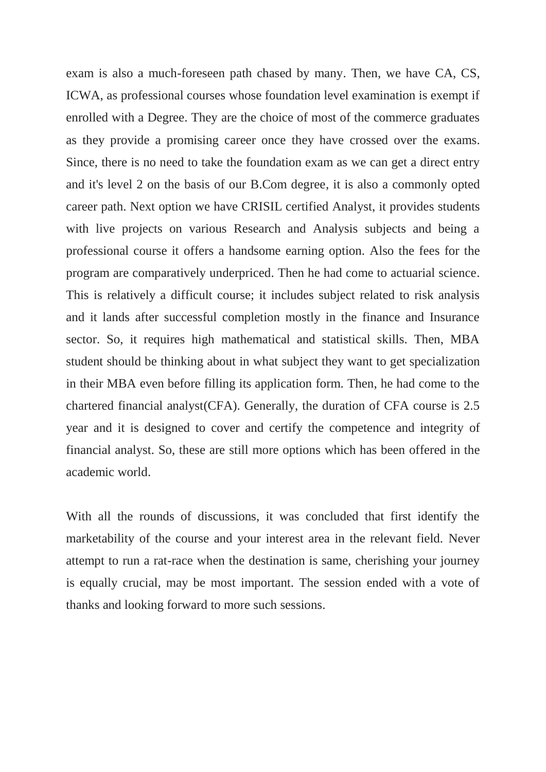exam is also a much-foreseen path chased by many. Then, we have CA, CS, ICWA, as professional courses whose foundation level examination is exempt if enrolled with a Degree. They are the choice of most of the commerce graduates as they provide a promising career once they have crossed over the exams. Since, there is no need to take the foundation exam as we can get a direct entry and it's level 2 on the basis of our B.Com degree, it is also a commonly opted career path. Next option we have CRISIL certified Analyst, it provides students with live projects on various Research and Analysis subjects and being a professional course it offers a handsome earning option. Also the fees for the program are comparatively underpriced. Then he had come to actuarial science. This is relatively a difficult course; it includes subject related to risk analysis and it lands after successful completion mostly in the finance and Insurance sector. So, it requires high mathematical and statistical skills. Then, MBA student should be thinking about in what subject they want to get specialization in their MBA even before filling its application form. Then, he had come to the chartered financial analyst(CFA). Generally, the duration of CFA course is 2.5 year and it is designed to cover and certify the competence and integrity of financial analyst. So, these are still more options which has been offered in the academic world.

With all the rounds of discussions, it was concluded that first identify the marketability of the course and your interest area in the relevant field. Never attempt to run a rat-race when the destination is same, cherishing your journey is equally crucial, may be most important. The session ended with a vote of thanks and looking forward to more such sessions.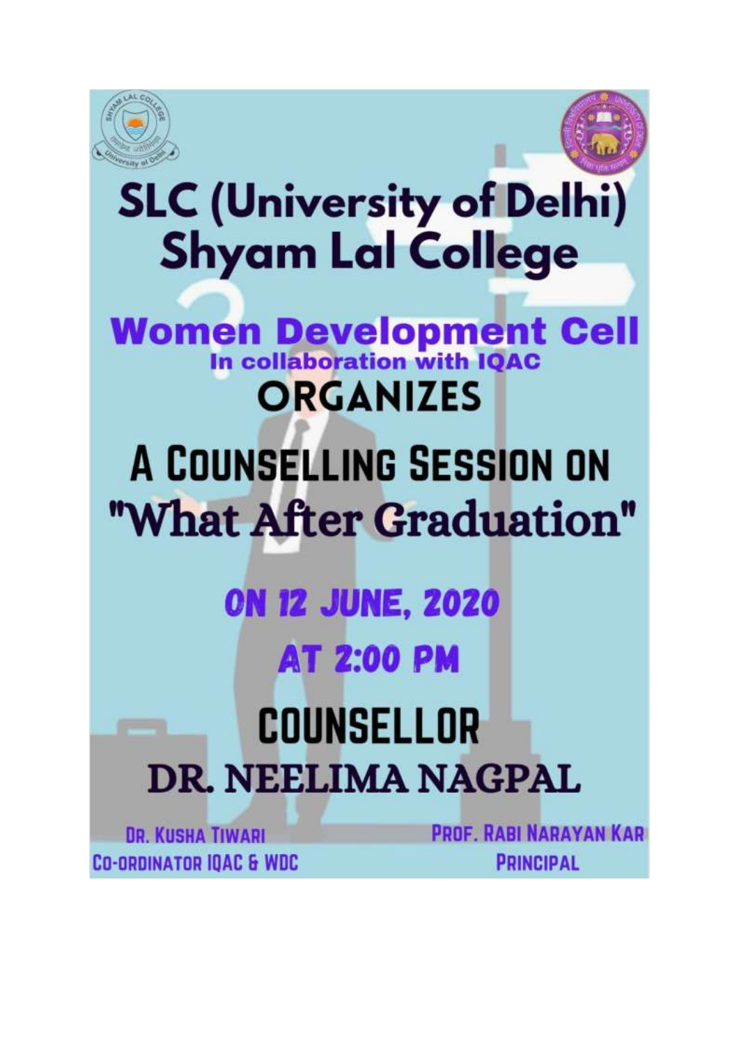# SLC (University of Delhi)
# Shyam Lal College

## Women Development Cell

In collaboration with IQAC

## ORGANIZES

## A COUNSELLING SESSION ON "What After Graduation"

**ON 12 JUNE, 2020**

**AT 2:00 PM**

## COUNSELLOR
## DR. NEELIMA NAGPAL

DR. KUSHA TIWARI
CO-ORDINATOR IQAC & WDC

PROF. RABI NARAYAN KAR
PRINCIPAL